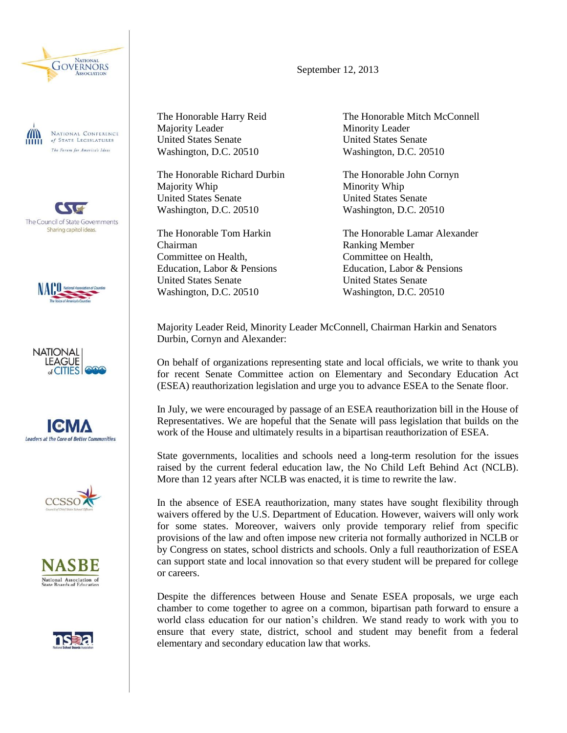National Governors Association

National Conference of State Legislatures — The Forum for America's Ideas

The Council of State Governments — Sharing capitol ideas.

NACo — National Association of Counties — The Voice of America's Counties

National League of Cities

ICMA — Leaders at the Core of Better Communities

CCSSO — Council of Chief State School Officers

NASBE — National Association of State Boards of Education

nsba — National School Boards Association

September 12, 2013

The Honorable Harry Reid
Majority Leader
United States Senate
Washington, D.C. 20510

The Honorable Mitch McConnell
Minority Leader
United States Senate
Washington, D.C. 20510

The Honorable Richard Durbin
Majority Whip
United States Senate
Washington, D.C. 20510

The Honorable John Cornyn
Minority Whip
United States Senate
Washington, D.C. 20510

The Honorable Tom Harkin
Chairman
Committee on Health,
Education, Labor & Pensions
United States Senate
Washington, D.C. 20510

The Honorable Lamar Alexander
Ranking Member
Committee on Health,
Education, Labor & Pensions
United States Senate
Washington, D.C. 20510

Majority Leader Reid, Minority Leader McConnell, Chairman Harkin and Senators Durbin, Cornyn and Alexander:

On behalf of organizations representing state and local officials, we write to thank you for recent Senate Committee action on Elementary and Secondary Education Act (ESEA) reauthorization legislation and urge you to advance ESEA to the Senate floor.

In July, we were encouraged by passage of an ESEA reauthorization bill in the House of Representatives. We are hopeful that the Senate will pass legislation that builds on the work of the House and ultimately results in a bipartisan reauthorization of ESEA.

State governments, localities and schools need a long-term resolution for the issues raised by the current federal education law, the No Child Left Behind Act (NCLB). More than 12 years after NCLB was enacted, it is time to rewrite the law.

In the absence of ESEA reauthorization, many states have sought flexibility through waivers offered by the U.S. Department of Education. However, waivers will only work for some states. Moreover, waivers only provide temporary relief from specific provisions of the law and often impose new criteria not formally authorized in NCLB or by Congress on states, school districts and schools. Only a full reauthorization of ESEA can support state and local innovation so that every student will be prepared for college or careers.

Despite the differences between House and Senate ESEA proposals, we urge each chamber to come together to agree on a common, bipartisan path forward to ensure a world class education for our nation's children. We stand ready to work with you to ensure that every state, district, school and student may benefit from a federal elementary and secondary education law that works.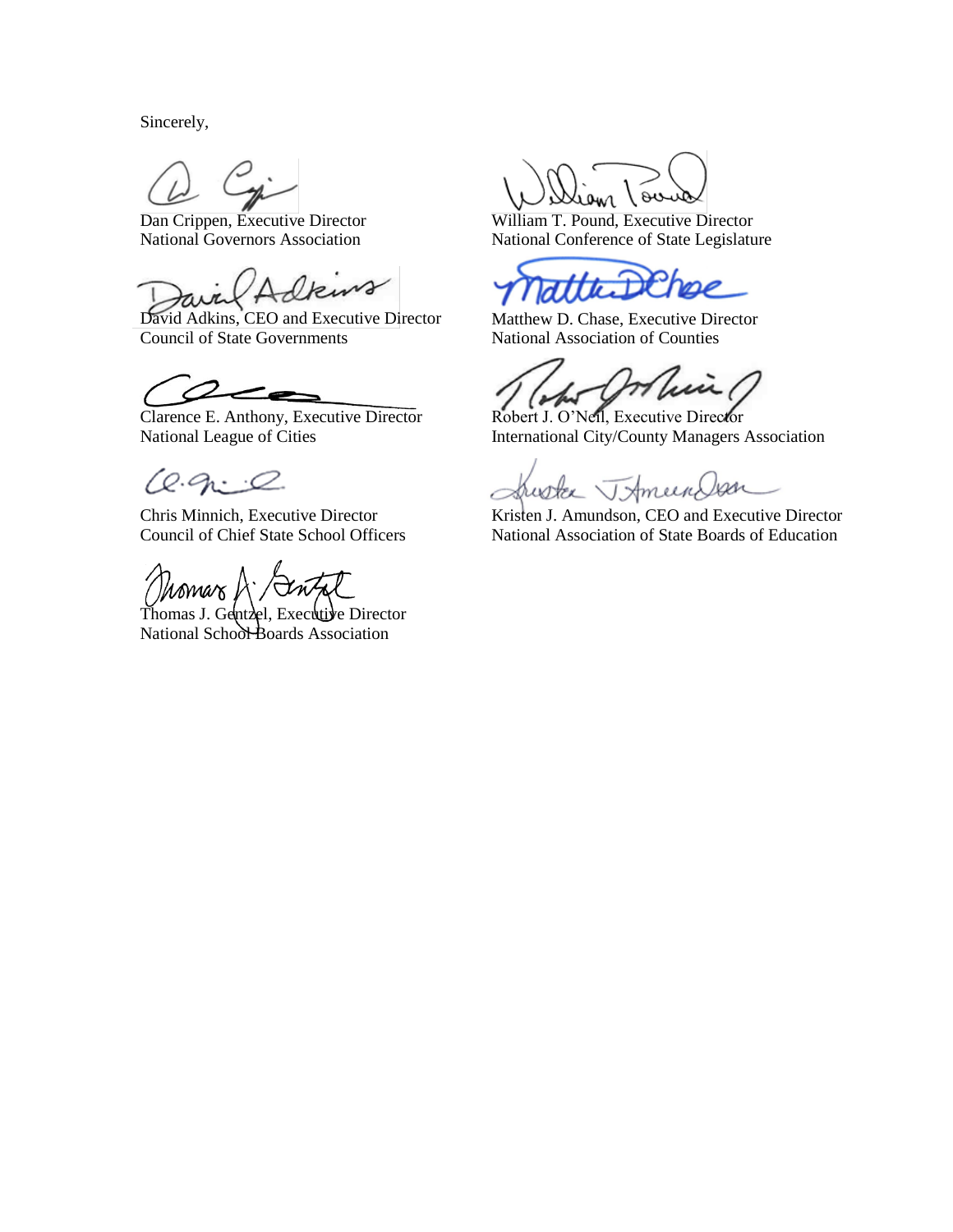Sincerely,

Dan Crippen, Executive Director
National Governors Association

William T. Pound, Executive Director
National Conference of State Legislature

David Adkins, CEO and Executive Director
Council of State Governments

Matthew D. Chase, Executive Director
National Association of Counties

Clarence E. Anthony, Executive Director
National League of Cities

Robert J. O'Neil, Executive Director
International City/County Managers Association

Chris Minnich, Executive Director
Council of Chief State School Officers

Kristen J. Amundson, CEO and Executive Director
National Association of State Boards of Education

Thomas J. Gentzel, Executive Director
National School Boards Association